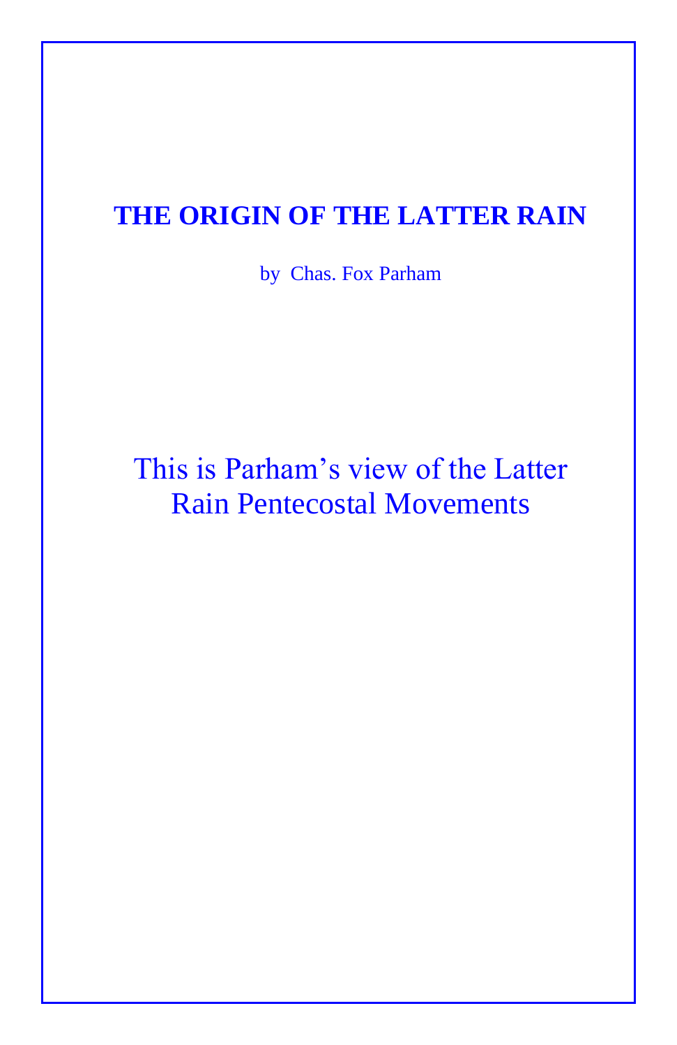# THE ORIGIN OF THE LATTER RAIN

by Chas. Fox Parham

This is Parham's view of the Latter Rain Pentecostal Movements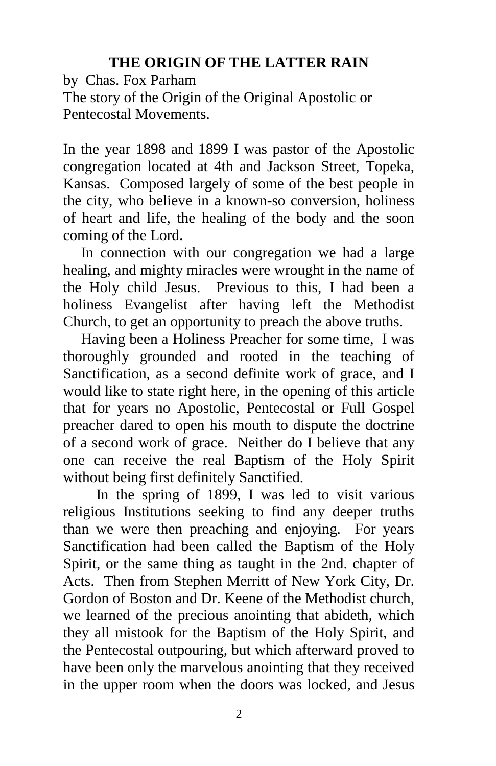# THE ORIGIN OF THE LATTER RAIN

by Chas. Fox Parham

The story of the Origin of the Original Apostolic or Pentecostal Movements.

In the year 1898 and 1899 I was pastor of the Apostolic congregation located at 4th and Jackson Street, Topeka, Kansas. Composed largely of some of the best people in the city, who believe in a known-so conversion, holiness of heart and life, the healing of the body and the soon coming of the Lord.

In connection with our congregation we had a large healing, and mighty miracles were wrought in the name of the Holy child Jesus. Previous to this, I had been a holiness Evangelist after having left the Methodist Church, to get an opportunity to preach the above truths.

Having been a Holiness Preacher for some time, I was thoroughly grounded and rooted in the teaching of Sanctification, as a second definite work of grace, and I would like to state right here, in the opening of this article that for years no Apostolic, Pentecostal or Full Gospel preacher dared to open his mouth to dispute the doctrine of a second work of grace. Neither do I believe that any one can receive the real Baptism of the Holy Spirit without being first definitely Sanctified.

In the spring of 1899, I was led to visit various religious Institutions seeking to find any deeper truths than we were then preaching and enjoying. For years Sanctification had been called the Baptism of the Holy Spirit, or the same thing as taught in the 2nd. chapter of Acts. Then from Stephen Merritt of New York City, Dr. Gordon of Boston and Dr. Keene of the Methodist church, we learned of the precious anointing that abideth, which they all mistook for the Baptism of the Holy Spirit, and the Pentecostal outpouring, but which afterward proved to have been only the marvelous anointing that they received in the upper room when the doors was locked, and Jesus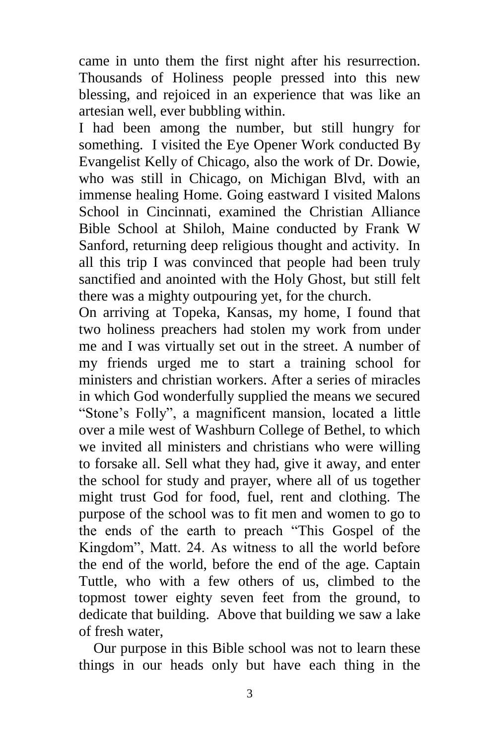came in unto them the first night after his resurrection. Thousands of Holiness people pressed into this new blessing, and rejoiced in an experience that was like an artesian well, ever bubbling within.

I had been among the number, but still hungry for something. I visited the Eye Opener Work conducted By Evangelist Kelly of Chicago, also the work of Dr. Dowie, who was still in Chicago, on Michigan Blvd, with an immense healing Home. Going eastward I visited Malons School in Cincinnati, examined the Christian Alliance Bible School at Shiloh, Maine conducted by Frank W Sanford, returning deep religious thought and activity. In all this trip I was convinced that people had been truly sanctified and anointed with the Holy Ghost, but still felt there was a mighty outpouring yet, for the church.

On arriving at Topeka, Kansas, my home, I found that two holiness preachers had stolen my work from under me and I was virtually set out in the street. A number of my friends urged me to start a training school for ministers and christian workers. After a series of miracles in which God wonderfully supplied the means we secured "Stone's Folly", a magnificent mansion, located a little over a mile west of Washburn College of Bethel, to which we invited all ministers and christians who were willing to forsake all. Sell what they had, give it away, and enter the school for study and prayer, where all of us together might trust God for food, fuel, rent and clothing. The purpose of the school was to fit men and women to go to the ends of the earth to preach "This Gospel of the Kingdom", Matt. 24. As witness to all the world before the end of the world, before the end of the age. Captain Tuttle, who with a few others of us, climbed to the topmost tower eighty seven feet from the ground, to dedicate that building. Above that building we saw a lake of fresh water,

Our purpose in this Bible school was not to learn these things in our heads only but have each thing in the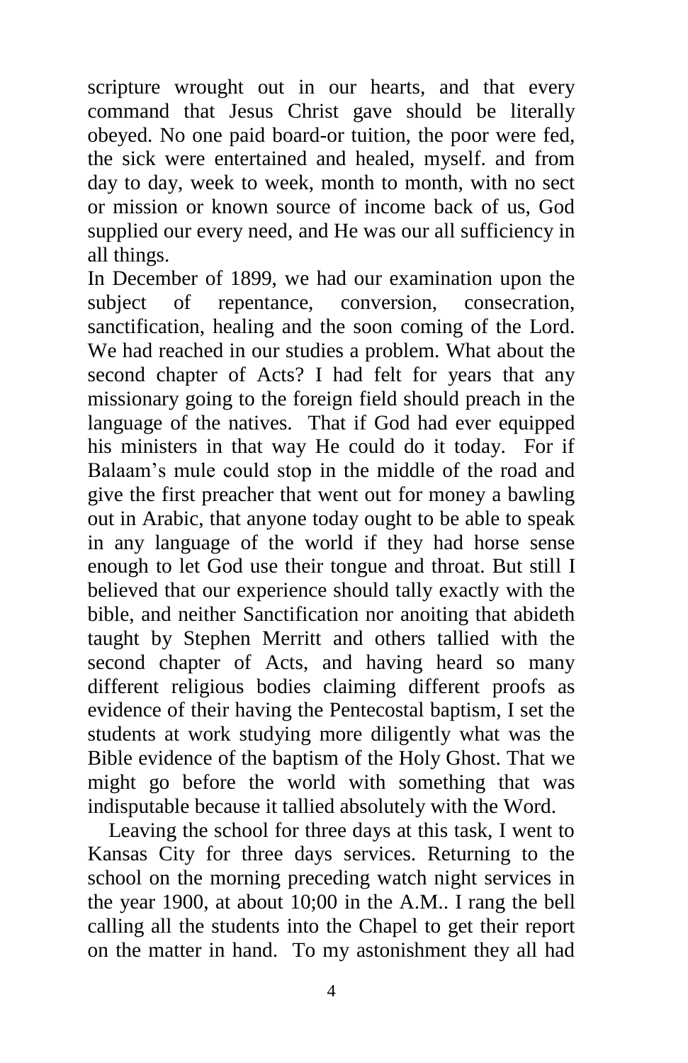scripture wrought out in our hearts, and that every command that Jesus Christ gave should be literally obeyed. No one paid board-or tuition, the poor were fed, the sick were entertained and healed, myself. and from day to day, week to week, month to month, with no sect or mission or known source of income back of us, God supplied our every need, and He was our all sufficiency in all things.

In December of 1899, we had our examination upon the subject of repentance, conversion, consecration, sanctification, healing and the soon coming of the Lord. We had reached in our studies a problem. What about the second chapter of Acts? I had felt for years that any missionary going to the foreign field should preach in the language of the natives. That if God had ever equipped his ministers in that way He could do it today. For if Balaam's mule could stop in the middle of the road and give the first preacher that went out for money a bawling out in Arabic, that anyone today ought to be able to speak in any language of the world if they had horse sense enough to let God use their tongue and throat. But still I believed that our experience should tally exactly with the bible, and neither Sanctification nor anoiting that abideth taught by Stephen Merritt and others tallied with the second chapter of Acts, and having heard so many different religious bodies claiming different proofs as evidence of their having the Pentecostal baptism, I set the students at work studying more diligently what was the Bible evidence of the baptism of the Holy Ghost. That we might go before the world with something that was indisputable because it tallied absolutely with the Word.

Leaving the school for three days at this task, I went to Kansas City for three days services. Returning to the school on the morning preceding watch night services in the year 1900, at about 10;00 in the A.M.. I rang the bell calling all the students into the Chapel to get their report on the matter in hand. To my astonishment they all had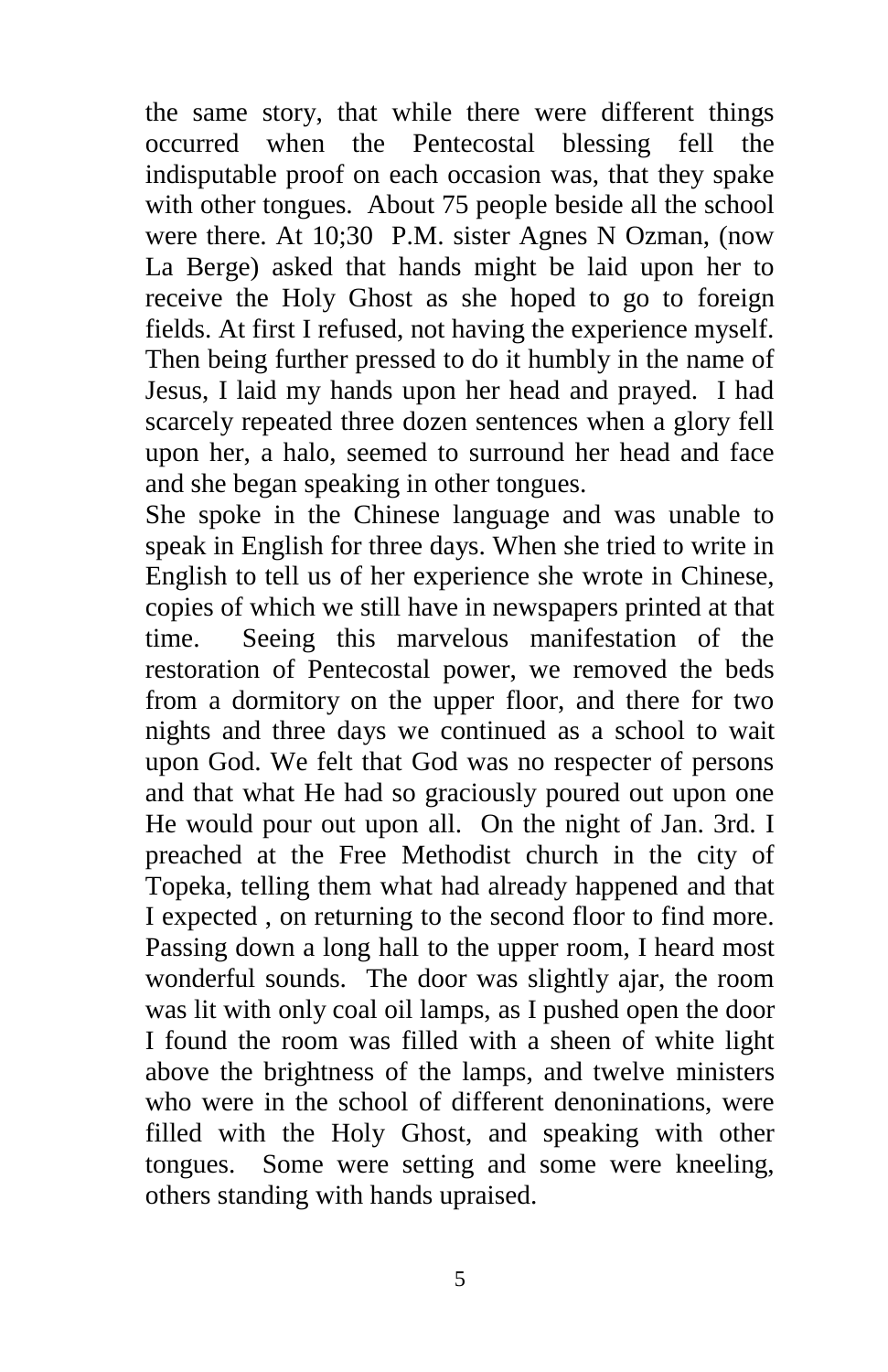the same story, that while there were different things occurred when the Pentecostal blessing fell the indisputable proof on each occasion was, that they spake with other tongues. About 75 people beside all the school were there. At 10;30 P.M. sister Agnes N Ozman, (now La Berge) asked that hands might be laid upon her to receive the Holy Ghost as she hoped to go to foreign fields. At first I refused, not having the experience myself. Then being further pressed to do it humbly in the name of Jesus, I laid my hands upon her head and prayed. I had scarcely repeated three dozen sentences when a glory fell upon her, a halo, seemed to surround her head and face and she began speaking in other tongues.

She spoke in the Chinese language and was unable to speak in English for three days. When she tried to write in English to tell us of her experience she wrote in Chinese, copies of which we still have in newspapers printed at that time. Seeing this marvelous manifestation of the restoration of Pentecostal power, we removed the beds from a dormitory on the upper floor, and there for two nights and three days we continued as a school to wait upon God. We felt that God was no respecter of persons and that what He had so graciously poured out upon one He would pour out upon all. On the night of Jan. 3rd. I preached at the Free Methodist church in the city of Topeka, telling them what had already happened and that I expected , on returning to the second floor to find more. Passing down a long hall to the upper room, I heard most wonderful sounds. The door was slightly ajar, the room was lit with only coal oil lamps, as I pushed open the door I found the room was filled with a sheen of white light above the brightness of the lamps, and twelve ministers who were in the school of different denoninations, were filled with the Holy Ghost, and speaking with other tongues. Some were setting and some were kneeling, others standing with hands upraised.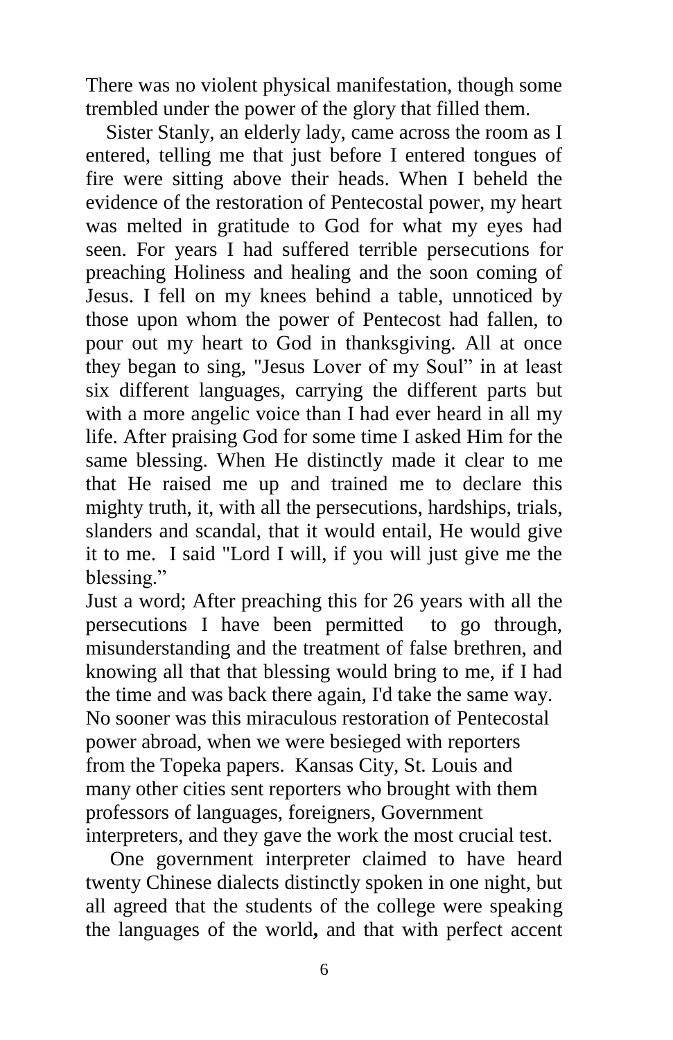There was no violent physical manifestation, though some trembled under the power of the glory that filled them.

Sister Stanly, an elderly lady, came across the room as I entered, telling me that just before I entered tongues of fire were sitting above their heads. When I beheld the evidence of the restoration of Pentecostal power, my heart was melted in gratitude to God for what my eyes had seen. For years I had suffered terrible persecutions for preaching Holiness and healing and the soon coming of Jesus. I fell on my knees behind a table, unnoticed by those upon whom the power of Pentecost had fallen, to pour out my heart to God in thanksgiving. All at once they began to sing, "Jesus Lover of my Soul" in at least six different languages, carrying the different parts but with a more angelic voice than I had ever heard in all my life. After praising God for some time I asked Him for the same blessing. When He distinctly made it clear to me that He raised me up and trained me to declare this mighty truth, it, with all the persecutions, hardships, trials, slanders and scandal, that it would entail, He would give it to me. I said "Lord I will, if you will just give me the blessing."

Just a word; After preaching this for 26 years with all the persecutions I have been permitted to go through, misunderstanding and the treatment of false brethren, and knowing all that that blessing would bring to me, if I had the time and was back there again, I'd take the same way. No sooner was this miraculous restoration of Pentecostal power abroad, when we were besieged with reporters from the Topeka papers. Kansas City, St. Louis and many other cities sent reporters who brought with them professors of languages, foreigners, Government interpreters, and they gave the work the most crucial test.

One government interpreter claimed to have heard twenty Chinese dialects distinctly spoken in one night, but all agreed that the students of the college were speaking the languages of the world**,** and that with perfect accent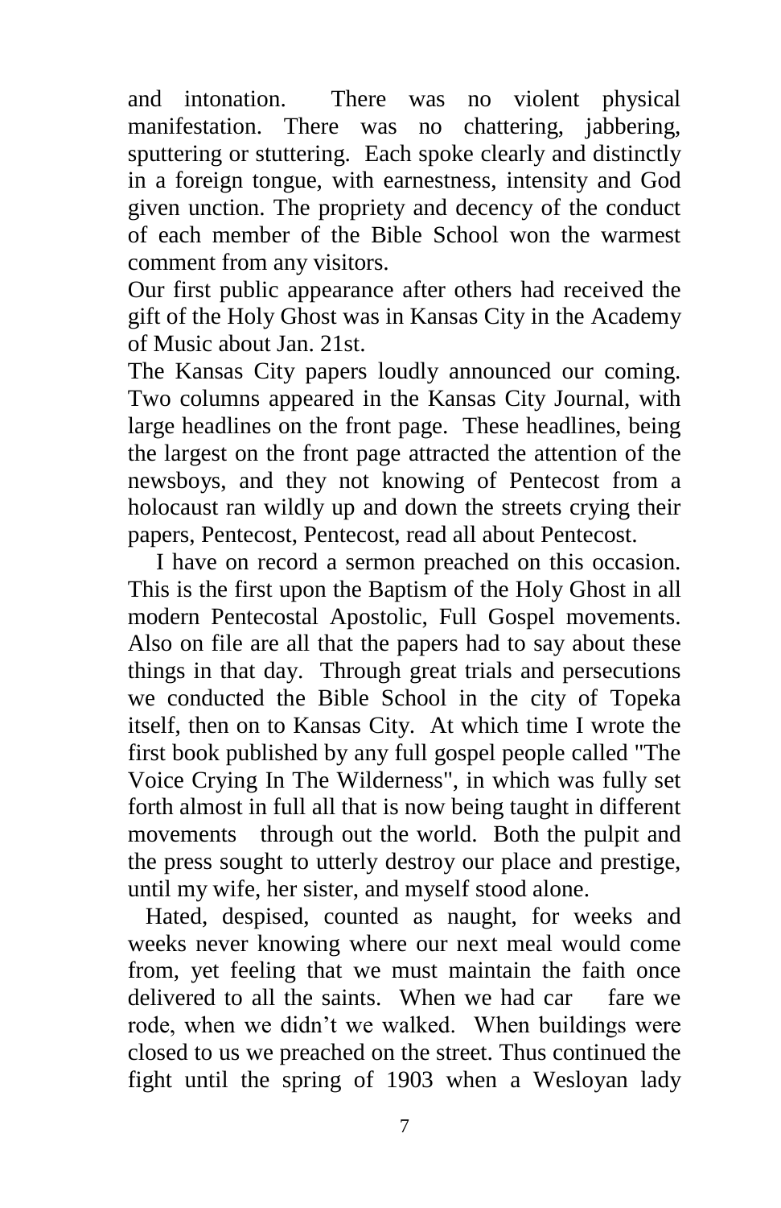and intonation. There was no violent physical manifestation. There was no chattering, jabbering, sputtering or stuttering. Each spoke clearly and distinctly in a foreign tongue, with earnestness, intensity and God given unction. The propriety and decency of the conduct of each member of the Bible School won the warmest comment from any visitors.

Our first public appearance after others had received the gift of the Holy Ghost was in Kansas City in the Academy of Music about Jan. 21st.

The Kansas City papers loudly announced our coming. Two columns appeared in the Kansas City Journal, with large headlines on the front page. These headlines, being the largest on the front page attracted the attention of the newsboys, and they not knowing of Pentecost from a holocaust ran wildly up and down the streets crying their papers, Pentecost, Pentecost, read all about Pentecost.

I have on record a sermon preached on this occasion. This is the first upon the Baptism of the Holy Ghost in all modern Pentecostal Apostolic, Full Gospel movements. Also on file are all that the papers had to say about these things in that day. Through great trials and persecutions we conducted the Bible School in the city of Topeka itself, then on to Kansas City. At which time I wrote the first book published by any full gospel people called "The Voice Crying In The Wilderness", in which was fully set forth almost in full all that is now being taught in different movements through out the world. Both the pulpit and the press sought to utterly destroy our place and prestige, until my wife, her sister, and myself stood alone.

Hated, despised, counted as naught, for weeks and weeks never knowing where our next meal would come from, yet feeling that we must maintain the faith once delivered to all the saints. When we had car fare we rode, when we didn't we walked. When buildings were closed to us we preached on the street. Thus continued the fight until the spring of 1903 when a Wesloyan lady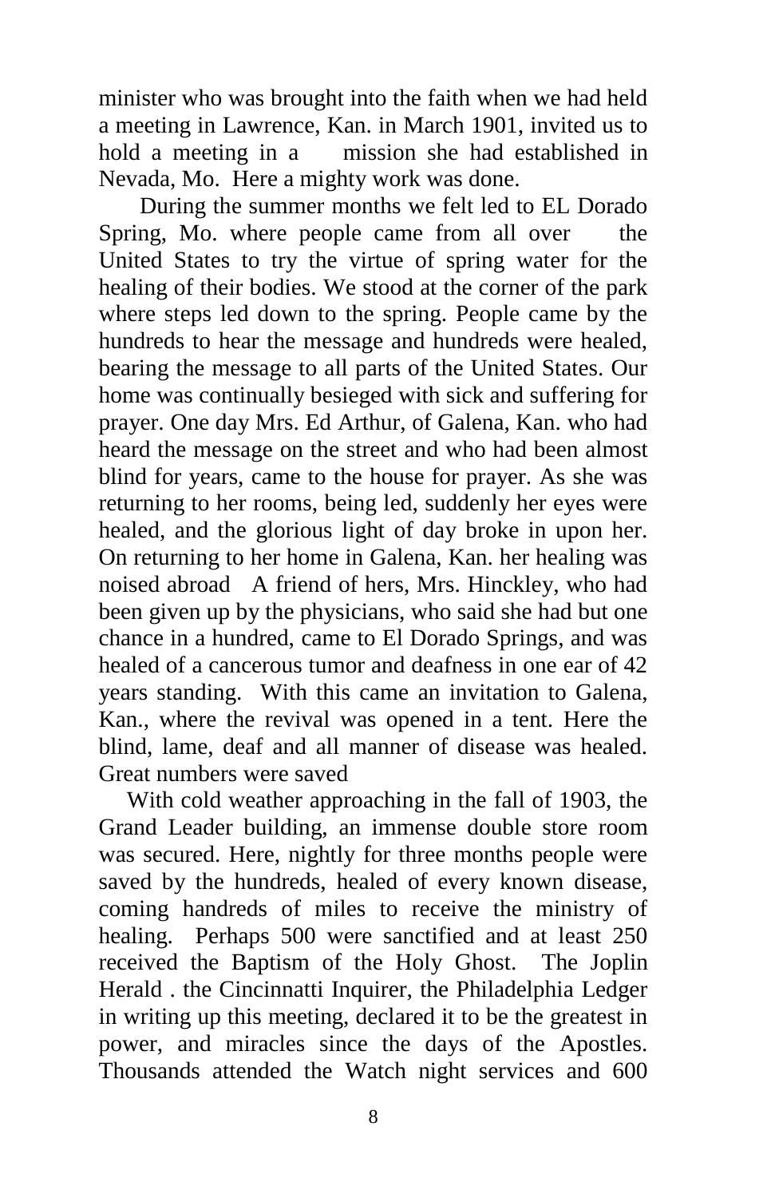minister who was brought into the faith when we had held a meeting in Lawrence, Kan. in March 1901, invited us to hold a meeting in a mission she had established in Nevada, Mo. Here a mighty work was done.

During the summer months we felt led to EL Dorado Spring, Mo. where people came from all over the United States to try the virtue of spring water for the healing of their bodies. We stood at the corner of the park where steps led down to the spring. People came by the hundreds to hear the message and hundreds were healed, bearing the message to all parts of the United States. Our home was continually besieged with sick and suffering for prayer. One day Mrs. Ed Arthur, of Galena, Kan. who had heard the message on the street and who had been almost blind for years, came to the house for prayer. As she was returning to her rooms, being led, suddenly her eyes were healed, and the glorious light of day broke in upon her. On returning to her home in Galena, Kan. her healing was noised abroad A friend of hers, Mrs. Hinckley, who had been given up by the physicians, who said she had but one chance in a hundred, came to El Dorado Springs, and was healed of a cancerous tumor and deafness in one ear of 42 years standing. With this came an invitation to Galena, Kan., where the revival was opened in a tent. Here the blind, lame, deaf and all manner of disease was healed. Great numbers were saved

With cold weather approaching in the fall of 1903, the Grand Leader building, an immense double store room was secured. Here, nightly for three months people were saved by the hundreds, healed of every known disease, coming handreds of miles to receive the ministry of healing. Perhaps 500 were sanctified and at least 250 received the Baptism of the Holy Ghost. The Joplin Herald . the Cincinnatti Inquirer, the Philadelphia Ledger in writing up this meeting, declared it to be the greatest in power, and miracles since the days of the Apostles. Thousands attended the Watch night services and 600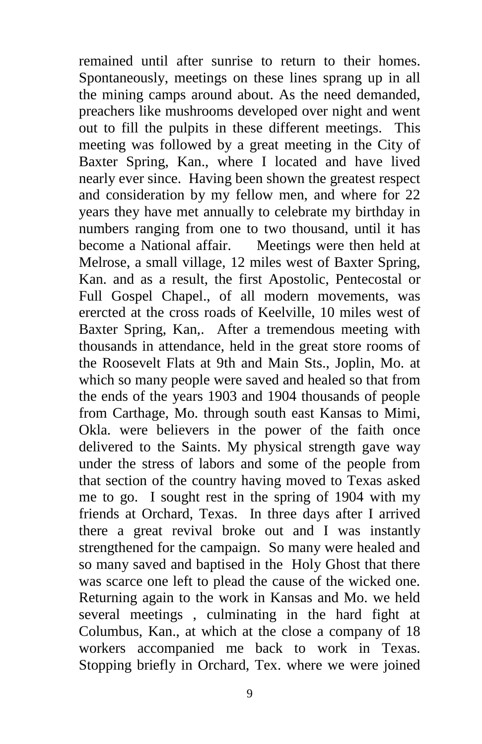remained until after sunrise to return to their homes. Spontaneously, meetings on these lines sprang up in all the mining camps around about. As the need demanded, preachers like mushrooms developed over night and went out to fill the pulpits in these different meetings. This meeting was followed by a great meeting in the City of Baxter Spring, Kan., where I located and have lived nearly ever since. Having been shown the greatest respect and consideration by my fellow men, and where for 22 years they have met annually to celebrate my birthday in numbers ranging from one to two thousand, until it has become a National affair. Meetings were then held at Melrose, a small village, 12 miles west of Baxter Spring, Kan. and as a result, the first Apostolic, Pentecostal or Full Gospel Chapel., of all modern movements, was erercted at the cross roads of Keelville, 10 miles west of Baxter Spring, Kan,. After a tremendous meeting with thousands in attendance, held in the great store rooms of the Roosevelt Flats at 9th and Main Sts., Joplin, Mo. at which so many people were saved and healed so that from the ends of the years 1903 and 1904 thousands of people from Carthage, Mo. through south east Kansas to Mimi, Okla. were believers in the power of the faith once delivered to the Saints. My physical strength gave way under the stress of labors and some of the people from that section of the country having moved to Texas asked me to go. I sought rest in the spring of 1904 with my friends at Orchard, Texas. In three days after I arrived there a great revival broke out and I was instantly strengthened for the campaign. So many were healed and so many saved and baptised in the Holy Ghost that there was scarce one left to plead the cause of the wicked one. Returning again to the work in Kansas and Mo. we held several meetings , culminating in the hard fight at Columbus, Kan., at which at the close a company of 18 workers accompanied me back to work in Texas. Stopping briefly in Orchard, Tex. where we were joined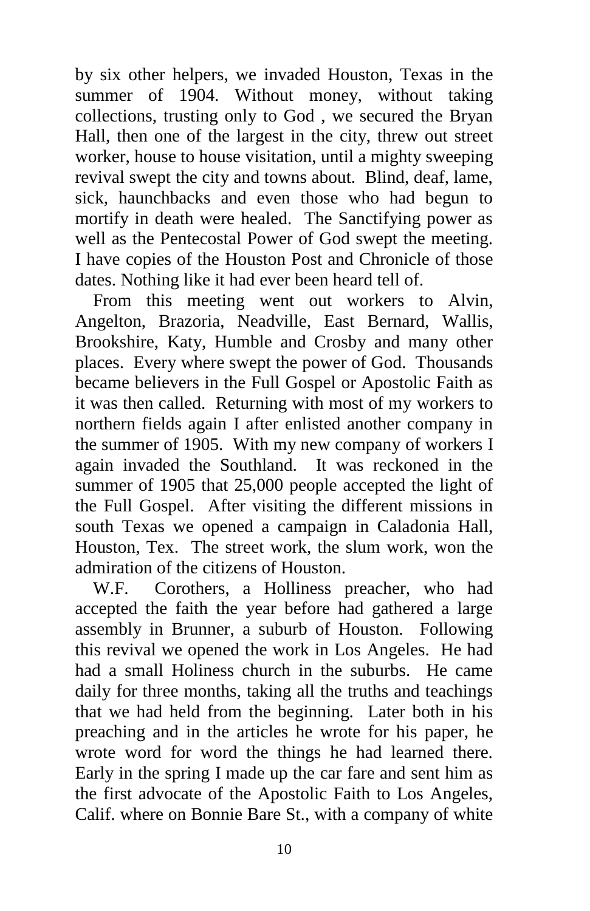by six other helpers, we invaded Houston, Texas in the summer of 1904. Without money, without taking collections, trusting only to God , we secured the Bryan Hall, then one of the largest in the city, threw out street worker, house to house visitation, until a mighty sweeping revival swept the city and towns about. Blind, deaf, lame, sick, haunchbacks and even those who had begun to mortify in death were healed. The Sanctifying power as well as the Pentecostal Power of God swept the meeting. I have copies of the Houston Post and Chronicle of those dates. Nothing like it had ever been heard tell of.

From this meeting went out workers to Alvin, Angelton, Brazoria, Neadville, East Bernard, Wallis, Brookshire, Katy, Humble and Crosby and many other places. Every where swept the power of God. Thousands became believers in the Full Gospel or Apostolic Faith as it was then called. Returning with most of my workers to northern fields again I after enlisted another company in the summer of 1905. With my new company of workers I again invaded the Southland. It was reckoned in the summer of 1905 that 25,000 people accepted the light of the Full Gospel. After visiting the different missions in south Texas we opened a campaign in Caladonia Hall, Houston, Tex. The street work, the slum work, won the admiration of the citizens of Houston.

W.F. Corothers, a Holliness preacher, who had accepted the faith the year before had gathered a large assembly in Brunner, a suburb of Houston. Following this revival we opened the work in Los Angeles. He had had a small Holiness church in the suburbs. He came daily for three months, taking all the truths and teachings that we had held from the beginning. Later both in his preaching and in the articles he wrote for his paper, he wrote word for word the things he had learned there. Early in the spring I made up the car fare and sent him as the first advocate of the Apostolic Faith to Los Angeles, Calif. where on Bonnie Bare St., with a company of white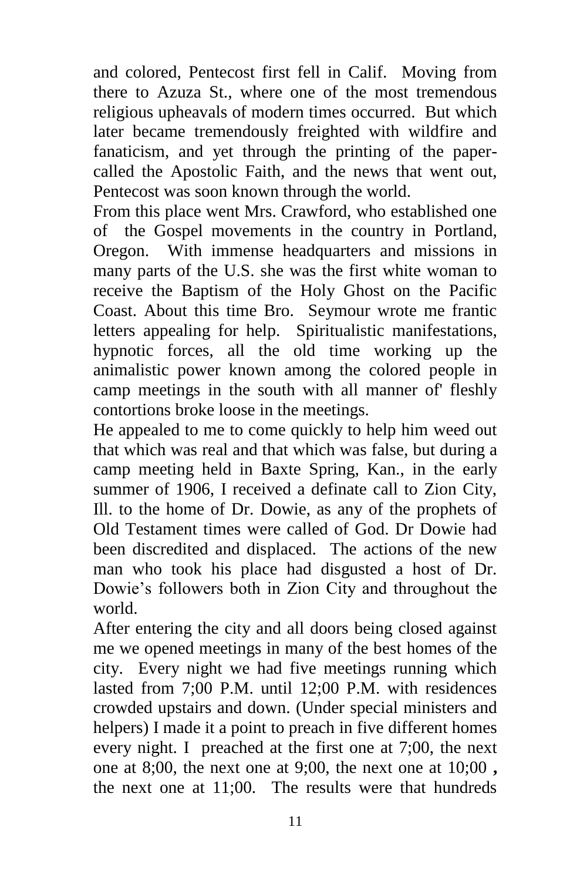and colored, Pentecost first fell in Calif. Moving from there to Azuza St., where one of the most tremendous religious upheavals of modern times occurred. But which later became tremendously freighted with wildfire and fanaticism, and yet through the printing of the paper-called the Apostolic Faith, and the news that went out, Pentecost was soon known through the world.

From this place went Mrs. Crawford, who established one of the Gospel movements in the country in Portland, Oregon. With immense headquarters and missions in many parts of the U.S. she was the first white woman to receive the Baptism of the Holy Ghost on the Pacific Coast. About this time Bro. Seymour wrote me frantic letters appealing for help. Spiritualistic manifestations, hypnotic forces, all the old time working up the animalistic power known among the colored people in camp meetings in the south with all manner of' fleshly contortions broke loose in the meetings.

He appealed to me to come quickly to help him weed out that which was real and that which was false, but during a camp meeting held in Baxte Spring, Kan., in the early summer of 1906, I received a definate call to Zion City, Ill. to the home of Dr. Dowie, as any of the prophets of Old Testament times were called of God. Dr Dowie had been discredited and displaced. The actions of the new man who took his place had disgusted a host of Dr. Dowie's followers both in Zion City and throughout the world.

After entering the city and all doors being closed against me we opened meetings in many of the best homes of the city. Every night we had five meetings running which lasted from 7;00 P.M. until 12;00 P.M. with residences crowded upstairs and down. (Under special ministers and helpers) I made it a point to preach in five different homes every night. I preached at the first one at 7;00, the next one at 8;00, the next one at 9;00, the next one at 10;00 , the next one at 11;00. The results were that hundreds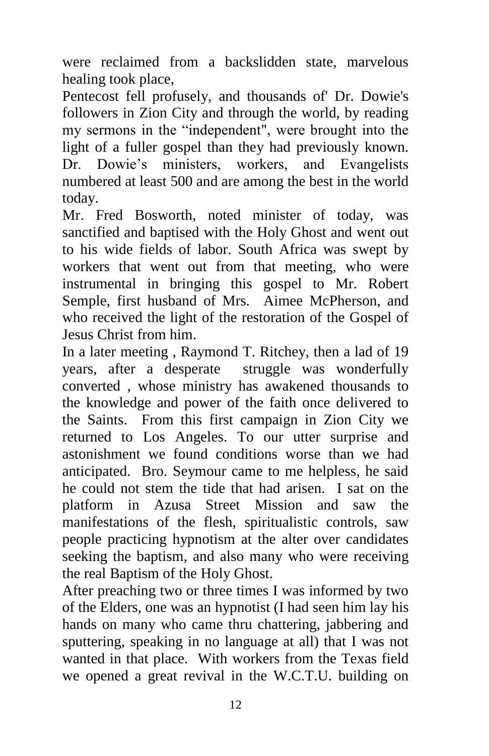were reclaimed from a backslidden state, marvelous healing took place,

Pentecost fell profusely, and thousands of' Dr. Dowie's followers in Zion City and through the world, by reading my sermons in the "independent", were brought into the light of a fuller gospel than they had previously known. Dr. Dowie's ministers, workers, and Evangelists numbered at least 500 and are among the best in the world today.

Mr. Fred Bosworth, noted minister of today, was sanctified and baptised with the Holy Ghost and went out to his wide fields of labor. South Africa was swept by workers that went out from that meeting, who were instrumental in bringing this gospel to Mr. Robert Semple, first husband of Mrs. Aimee McPherson, and who received the light of the restoration of the Gospel of Jesus Christ from him.

In a later meeting , Raymond T. Ritchey, then a lad of 19 years, after a desperate struggle was wonderfully converted , whose ministry has awakened thousands to the knowledge and power of the faith once delivered to the Saints. From this first campaign in Zion City we returned to Los Angeles. To our utter surprise and astonishment we found conditions worse than we had anticipated. Bro. Seymour came to me helpless, he said he could not stem the tide that had arisen. I sat on the platform in Azusa Street Mission and saw the manifestations of the flesh, spiritualistic controls, saw people practicing hypnotism at the alter over candidates seeking the baptism, and also many who were receiving the real Baptism of the Holy Ghost.

After preaching two or three times I was informed by two of the Elders, one was an hypnotist (I had seen him lay his hands on many who came thru chattering, jabbering and sputtering, speaking in no language at all) that I was not wanted in that place. With workers from the Texas field we opened a great revival in the W.C.T.U. building on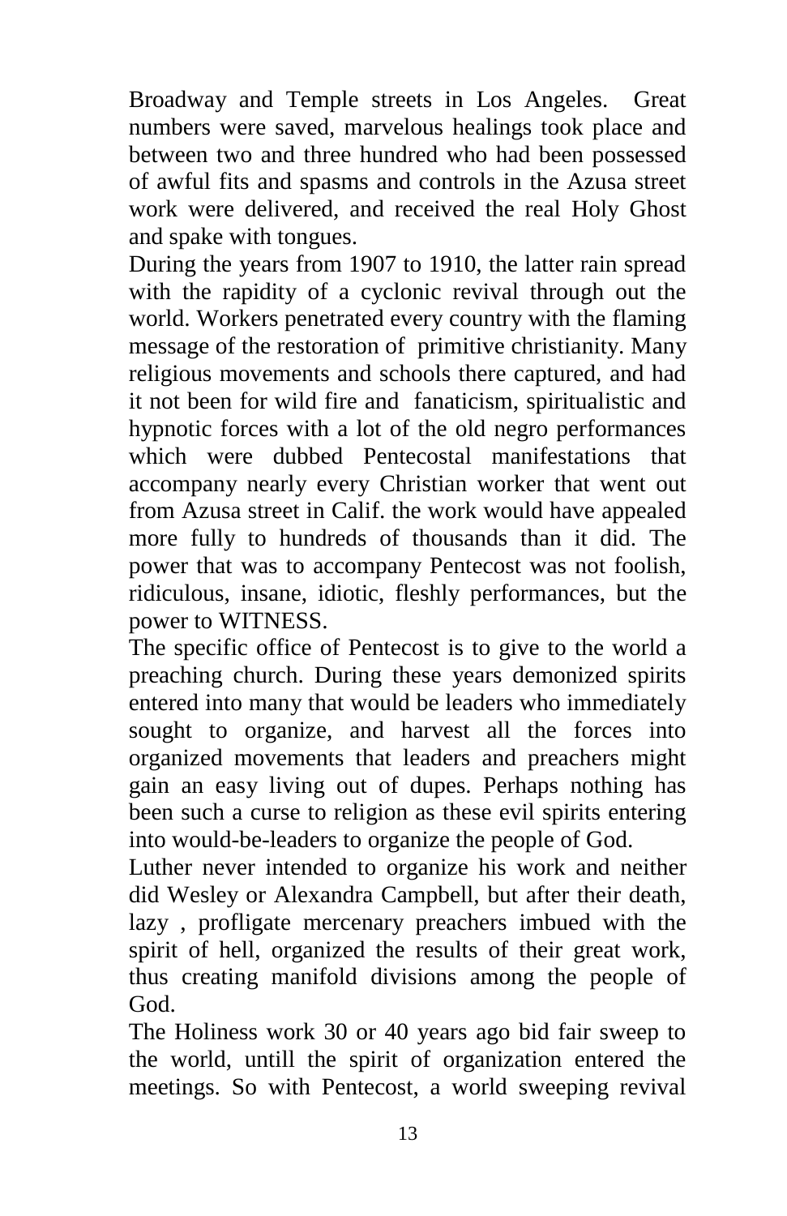Broadway and Temple streets in Los Angeles. Great numbers were saved, marvelous healings took place and between two and three hundred who had been possessed of awful fits and spasms and controls in the Azusa street work were delivered, and received the real Holy Ghost and spake with tongues.

During the years from 1907 to 1910, the latter rain spread with the rapidity of a cyclonic revival through out the world. Workers penetrated every country with the flaming message of the restoration of primitive christianity. Many religious movements and schools there captured, and had it not been for wild fire and fanaticism, spiritualistic and hypnotic forces with a lot of the old negro performances which were dubbed Pentecostal manifestations that accompany nearly every Christian worker that went out from Azusa street in Calif. the work would have appealed more fully to hundreds of thousands than it did. The power that was to accompany Pentecost was not foolish, ridiculous, insane, idiotic, fleshly performances, but the power to WITNESS.

The specific office of Pentecost is to give to the world a preaching church. During these years demonized spirits entered into many that would be leaders who immediately sought to organize, and harvest all the forces into organized movements that leaders and preachers might gain an easy living out of dupes. Perhaps nothing has been such a curse to religion as these evil spirits entering into would-be-leaders to organize the people of God.

Luther never intended to organize his work and neither did Wesley or Alexandra Campbell, but after their death, lazy , profligate mercenary preachers imbued with the spirit of hell, organized the results of their great work, thus creating manifold divisions among the people of God.

The Holiness work 30 or 40 years ago bid fair sweep to the world, untill the spirit of organization entered the meetings. So with Pentecost, a world sweeping revival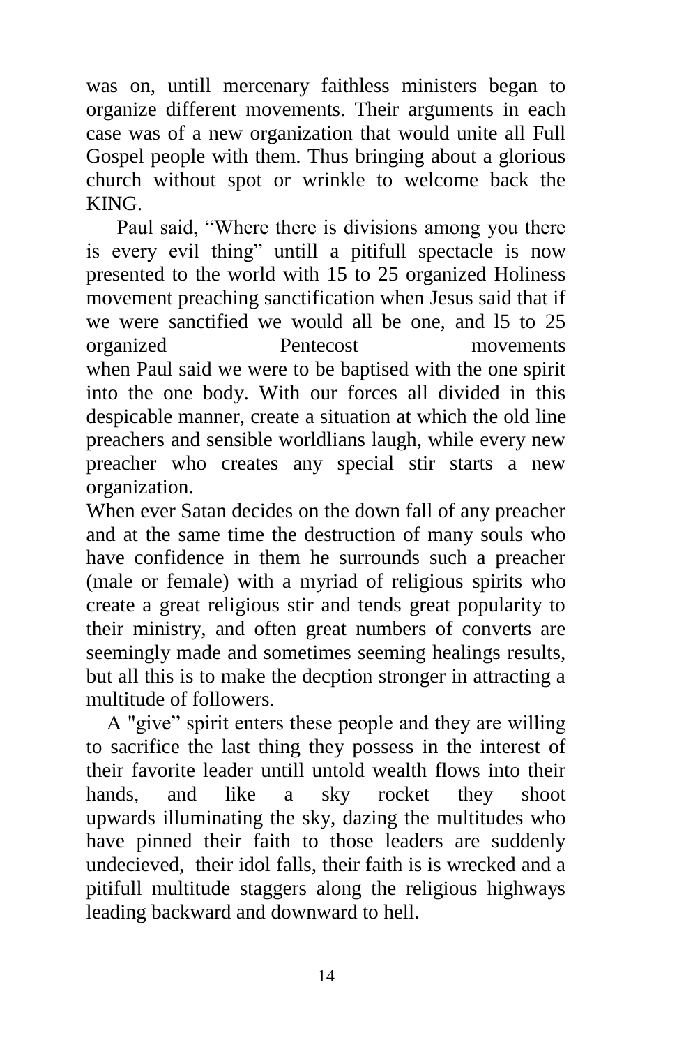was on, untill mercenary faithless ministers began to organize different movements. Their arguments in each case was of a new organization that would unite all Full Gospel people with them. Thus bringing about a glorious church without spot or wrinkle to welcome back the KING.

Paul said, “Where there is divisions among you there is every evil thing” untill a pitifull spectacle is now presented to the world with 15 to 25 organized Holiness movement preaching sanctification when Jesus said that if we were sanctified we would all be one, and l5 to 25 organized Pentecost movements when Paul said we were to be baptised with the one spirit into the one body. With our forces all divided in this despicable manner, create a situation at which the old line preachers and sensible worldlians laugh, while every new preacher who creates any special stir starts a new organization.

When ever Satan decides on the down fall of any preacher and at the same time the destruction of many souls who have confidence in them he surrounds such a preacher (male or female) with a myriad of religious spirits who create a great religious stir and tends great popularity to their ministry, and often great numbers of converts are seemingly made and sometimes seeming healings results, but all this is to make the decption stronger in attracting a multitude of followers.

A "give” spirit enters these people and they are willing to sacrifice the last thing they possess in the interest of their favorite leader untill untold wealth flows into their hands, and like a sky rocket they shoot upwards illuminating the sky, dazing the multitudes who have pinned their faith to those leaders are suddenly undecieved, their idol falls, their faith is is wrecked and a pitifull multitude staggers along the religious highways leading backward and downward to hell.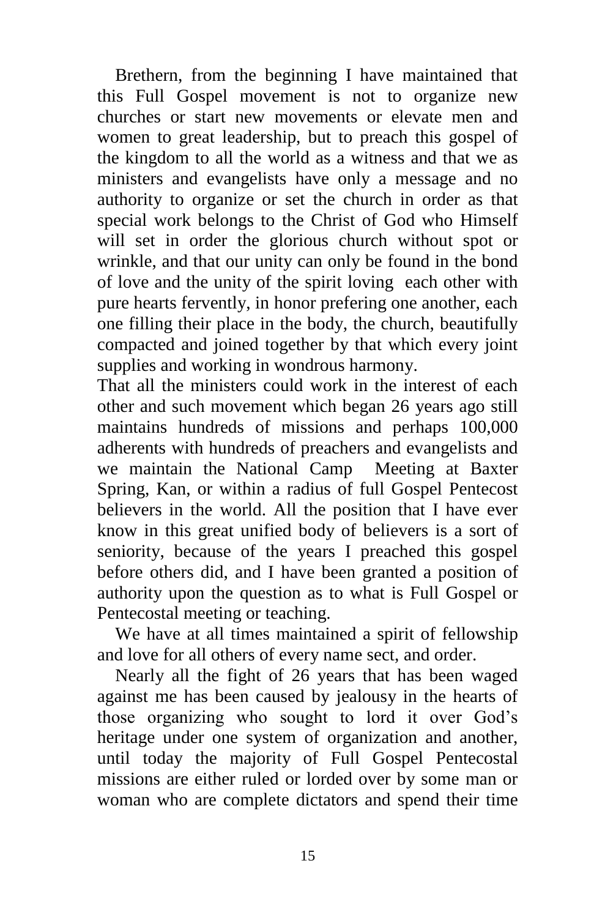Brethern, from the beginning I have maintained that this Full Gospel movement is not to organize new churches or start new movements or elevate men and women to great leadership, but to preach this gospel of the kingdom to all the world as a witness and that we as ministers and evangelists have only a message and no authority to organize or set the church in order as that special work belongs to the Christ of God who Himself will set in order the glorious church without spot or wrinkle, and that our unity can only be found in the bond of love and the unity of the spirit loving each other with pure hearts fervently, in honor prefering one another, each one filling their place in the body, the church, beautifully compacted and joined together by that which every joint supplies and working in wondrous harmony.

That all the ministers could work in the interest of each other and such movement which began 26 years ago still maintains hundreds of missions and perhaps 100,000 adherents with hundreds of preachers and evangelists and we maintain the National Camp Meeting at Baxter Spring, Kan, or within a radius of full Gospel Pentecost believers in the world. All the position that I have ever know in this great unified body of believers is a sort of seniority, because of the years I preached this gospel before others did, and I have been granted a position of authority upon the question as to what is Full Gospel or Pentecostal meeting or teaching.

We have at all times maintained a spirit of fellowship and love for all others of every name sect, and order.

Nearly all the fight of 26 years that has been waged against me has been caused by jealousy in the hearts of those organizing who sought to lord it over God's heritage under one system of organization and another, until today the majority of Full Gospel Pentecostal missions are either ruled or lorded over by some man or woman who are complete dictators and spend their time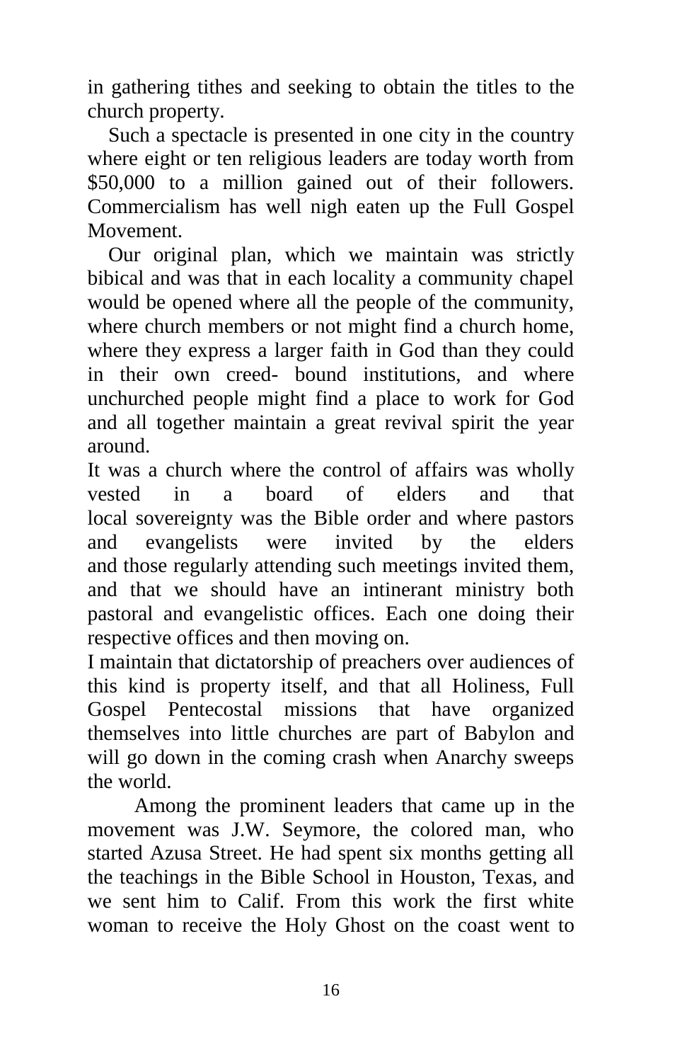in gathering tithes and seeking to obtain the titles to the church property.

Such a spectacle is presented in one city in the country where eight or ten religious leaders are today worth from $50,000 to a million gained out of their followers. Commercialism has well nigh eaten up the Full Gospel Movement.

Our original plan, which we maintain was strictly bibical and was that in each locality a community chapel would be opened where all the people of the community, where church members or not might find a church home, where they express a larger faith in God than they could in their own creed- bound institutions, and where unchurched people might find a place to work for God and all together maintain a great revival spirit the year around.

It was a church where the control of affairs was wholly vested in a board of elders and that local sovereignty was the Bible order and where pastors and evangelists were invited by the elders and those regularly attending such meetings invited them, and that we should have an intinerant ministry both pastoral and evangelistic offices. Each one doing their respective offices and then moving on.

I maintain that dictatorship of preachers over audiences of this kind is property itself, and that all Holiness, Full Gospel Pentecostal missions that have organized themselves into little churches are part of Babylon and will go down in the coming crash when Anarchy sweeps the world.

Among the prominent leaders that came up in the movement was J.W. Seymore, the colored man, who started Azusa Street. He had spent six months getting all the teachings in the Bible School in Houston, Texas, and we sent him to Calif. From this work the first white woman to receive the Holy Ghost on the coast went to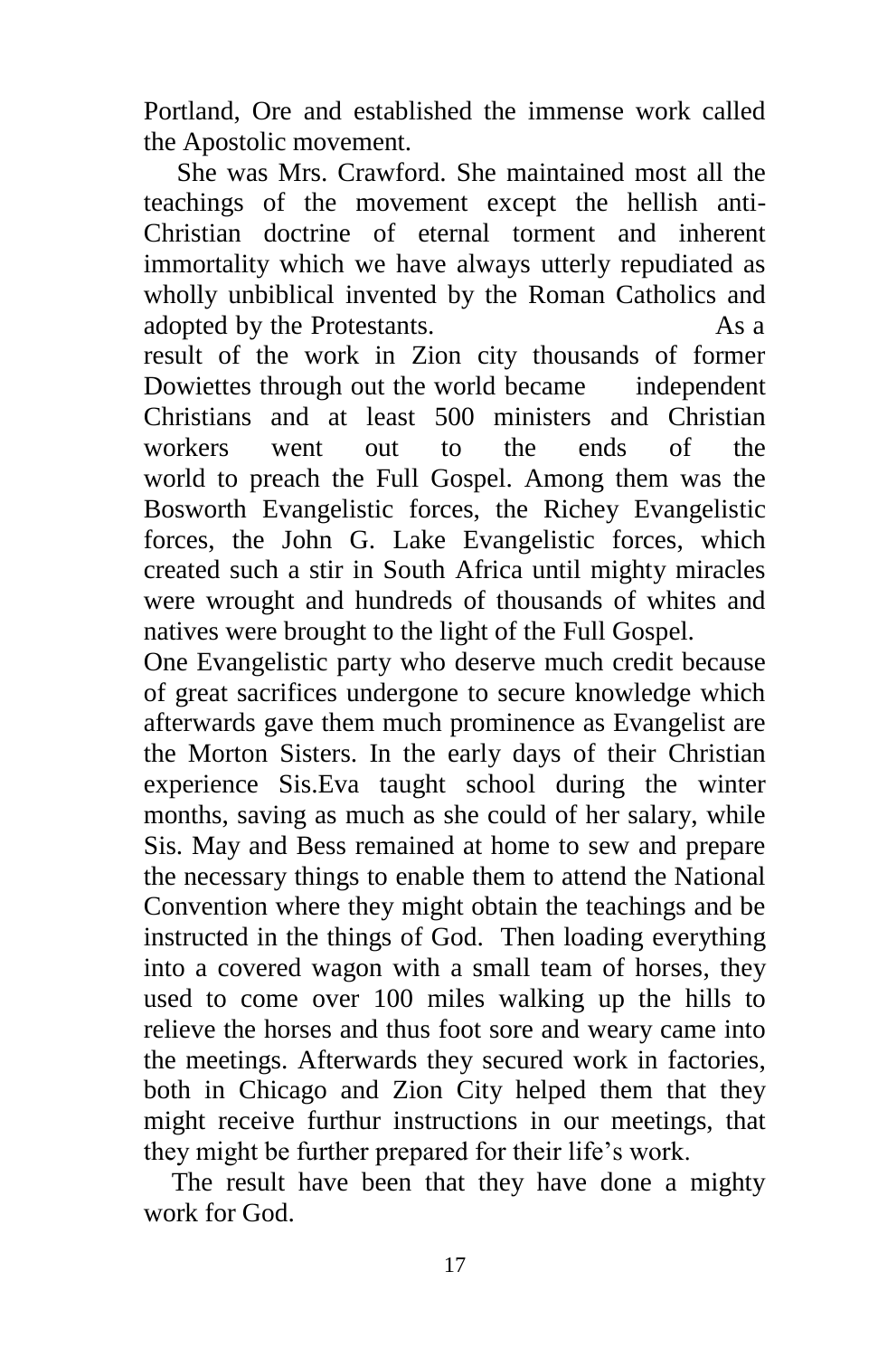Portland, Ore and established the immense work called the Apostolic movement.

She was Mrs. Crawford. She maintained most all the teachings of the movement except the hellish anti-Christian doctrine of eternal torment and inherent immortality which we have always utterly repudiated as wholly unbiblical invented by the Roman Catholics and adopted by the Protestants. As a result of the work in Zion city thousands of former Dowiettes through out the world became independent Christians and at least 500 ministers and Christian workers went out to the ends of the world to preach the Full Gospel. Among them was the Bosworth Evangelistic forces, the Richey Evangelistic forces, the John G. Lake Evangelistic forces, which created such a stir in South Africa until mighty miracles were wrought and hundreds of thousands of whites and natives were brought to the light of the Full Gospel.

One Evangelistic party who deserve much credit because of great sacrifices undergone to secure knowledge which afterwards gave them much prominence as Evangelist are the Morton Sisters. In the early days of their Christian experience Sis.Eva taught school during the winter months, saving as much as she could of her salary, while Sis. May and Bess remained at home to sew and prepare the necessary things to enable them to attend the National Convention where they might obtain the teachings and be instructed in the things of God. Then loading everything into a covered wagon with a small team of horses, they used to come over 100 miles walking up the hills to relieve the horses and thus foot sore and weary came into the meetings. Afterwards they secured work in factories, both in Chicago and Zion City helped them that they might receive furthur instructions in our meetings, that they might be further prepared for their life's work.

The result have been that they have done a mighty work for God.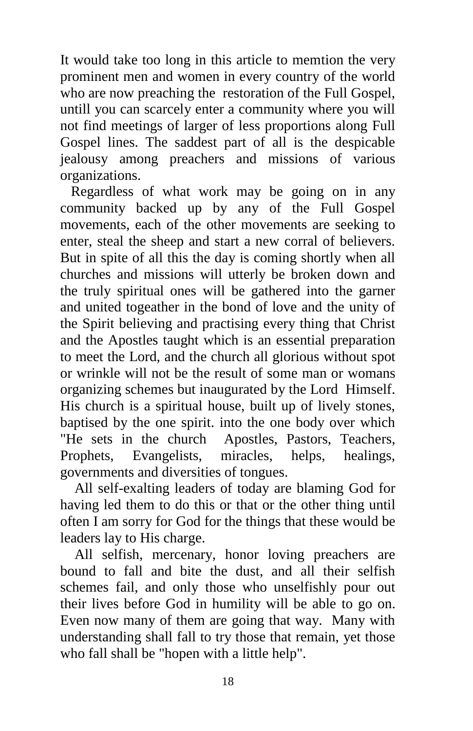It would take too long in this article to memtion the very prominent men and women in every country of the world who are now preaching the restoration of the Full Gospel, untill you can scarcely enter a community where you will not find meetings of larger of less proportions along Full Gospel lines. The saddest part of all is the despicable jealousy among preachers and missions of various organizations.

Regardless of what work may be going on in any community backed up by any of the Full Gospel movements, each of the other movements are seeking to enter, steal the sheep and start a new corral of believers. But in spite of all this the day is coming shortly when all churches and missions will utterly be broken down and the truly spiritual ones will be gathered into the garner and united togeather in the bond of love and the unity of the Spirit believing and practising every thing that Christ and the Apostles taught which is an essential preparation to meet the Lord, and the church all glorious without spot or wrinkle will not be the result of some man or womans organizing schemes but inaugurated by the Lord Himself. His church is a spiritual house, built up of lively stones, baptised by the one spirit. into the one body over which "He sets in the church Apostles, Pastors, Teachers, Prophets, Evangelists, miracles, helps, healings, governments and diversities of tongues.

All self-exalting leaders of today are blaming God for having led them to do this or that or the other thing until often I am sorry for God for the things that these would be leaders lay to His charge.

All selfish, mercenary, honor loving preachers are bound to fall and bite the dust, and all their selfish schemes fail, and only those who unselfishly pour out their lives before God in humility will be able to go on. Even now many of them are going that way. Many with understanding shall fall to try those that remain, yet those who fall shall be "hopen with a little help".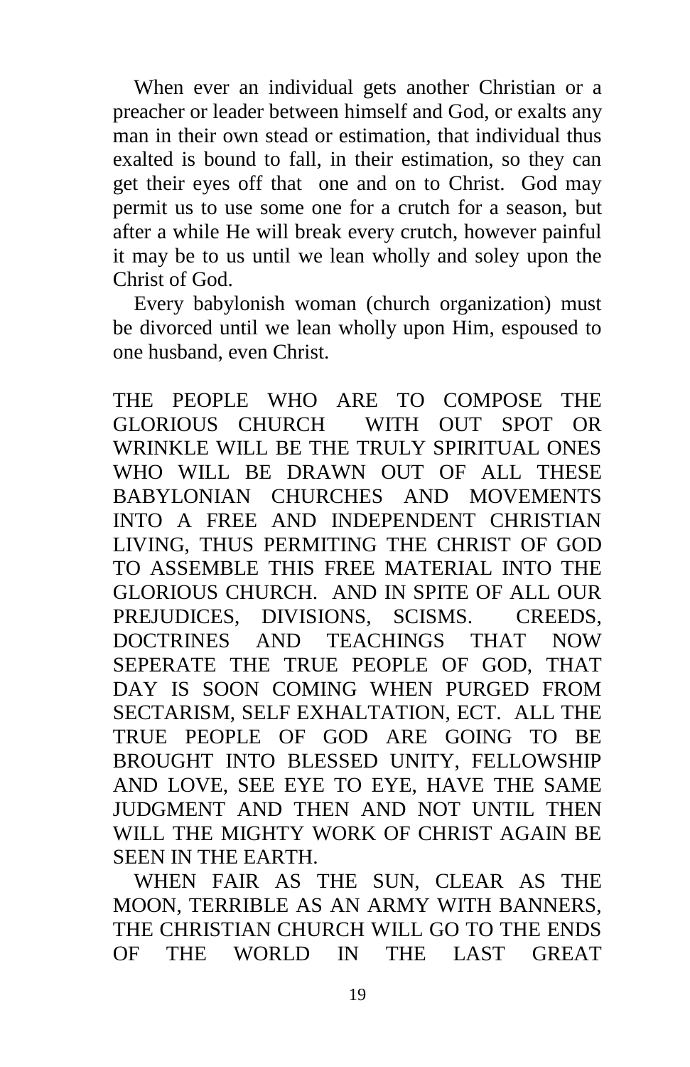When ever an individual gets another Christian or a preacher or leader between himself and God, or exalts any man in their own stead or estimation, that individual thus exalted is bound to fall, in their estimation, so they can get their eyes off that one and on to Christ. God may permit us to use some one for a crutch for a season, but after a while He will break every crutch, however painful it may be to us until we lean wholly and soley upon the Christ of God.

Every babylonish woman (church organization) must be divorced until we lean wholly upon Him, espoused to one husband, even Christ.

THE PEOPLE WHO ARE TO COMPOSE THE GLORIOUS CHURCH WITH OUT SPOT OR WRINKLE WILL BE THE TRULY SPIRITUAL ONES WHO WILL BE DRAWN OUT OF ALL THESE BABYLONIAN CHURCHES AND MOVEMENTS INTO A FREE AND INDEPENDENT CHRISTIAN LIVING, THUS PERMITING THE CHRIST OF GOD TO ASSEMBLE THIS FREE MATERIAL INTO THE GLORIOUS CHURCH. AND IN SPITE OF ALL OUR PREJUDICES, DIVISIONS, SCISMS. CREEDS, DOCTRINES AND TEACHINGS THAT NOW SEPERATE THE TRUE PEOPLE OF GOD, THAT DAY IS SOON COMING WHEN PURGED FROM SECTARISM, SELF EXHALTATION, ECT. ALL THE TRUE PEOPLE OF GOD ARE GOING TO BE BROUGHT INTO BLESSED UNITY, FELLOWSHIP AND LOVE, SEE EYE TO EYE, HAVE THE SAME JUDGMENT AND THEN AND NOT UNTIL THEN WILL THE MIGHTY WORK OF CHRIST AGAIN BE SEEN IN THE EARTH.

WHEN FAIR AS THE SUN, CLEAR AS THE MOON, TERRIBLE AS AN ARMY WITH BANNERS, THE CHRISTIAN CHURCH WILL GO TO THE ENDS OF THE WORLD IN THE LAST GREAT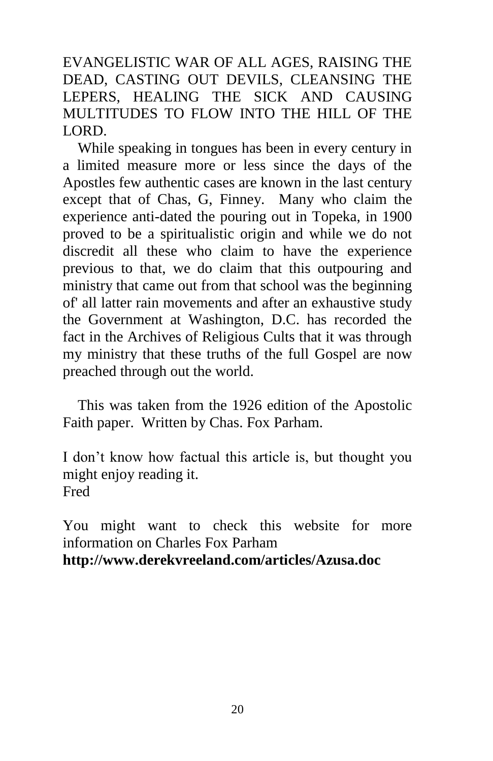EVANGELISTIC WAR OF ALL AGES, RAISING THE DEAD, CASTING OUT DEVILS, CLEANSING THE LEPERS, HEALING THE SICK AND CAUSING MULTITUDES TO FLOW INTO THE HILL OF THE LORD.

While speaking in tongues has been in every century in a limited measure more or less since the days of the Apostles few authentic cases are known in the last century except that of Chas, G, Finney. Many who claim the experience anti-dated the pouring out in Topeka, in 1900 proved to be a spiritualistic origin and while we do not discredit all these who claim to have the experience previous to that, we do claim that this outpouring and ministry that came out from that school was the beginning of' all latter rain movements and after an exhaustive study the Government at Washington, D.C. has recorded the fact in the Archives of Religious Cults that it was through my ministry that these truths of the full Gospel are now preached through out the world.

This was taken from the 1926 edition of the Apostolic Faith paper. Written by Chas. Fox Parham.

I don't know how factual this article is, but thought you might enjoy reading it.
Fred

You might want to check this website for more information on Charles Fox Parham
**http://www.derekvreeland.com/articles/Azusa.doc**